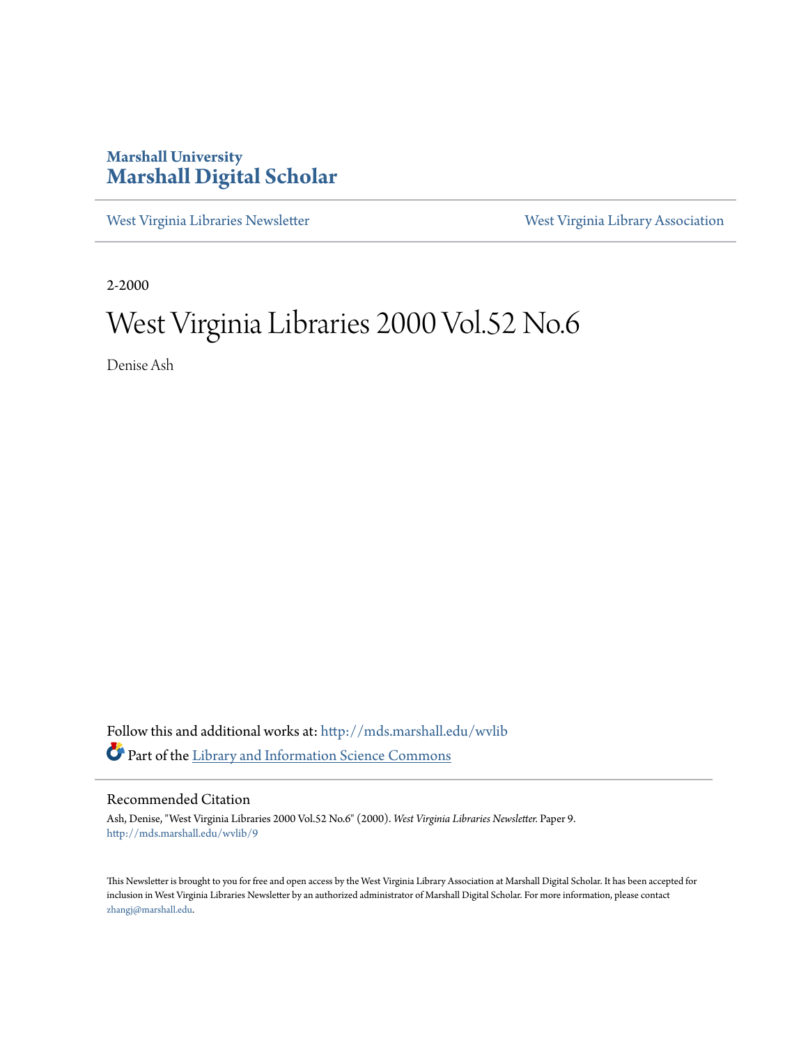Marshall University

# Marshall Digital Scholar

West Virginia Libraries Newsletter | West Virginia Library Association

2-2000

# West Virginia Libraries 2000 Vol.52 No.6

Denise Ash

Follow this and additional works at: http://mds.marshall.edu/wvlib

Part of the Library and Information Science Commons

## Recommended Citation

Ash, Denise, "West Virginia Libraries 2000 Vol.52 No.6" (2000). *West Virginia Libraries Newsletter.* Paper 9.
http://mds.marshall.edu/wvlib/9

This Newsletter is brought to you for free and open access by the West Virginia Library Association at Marshall Digital Scholar. It has been accepted for inclusion in West Virginia Libraries Newsletter by an authorized administrator of Marshall Digital Scholar. For more information, please contact zhangj@marshall.edu.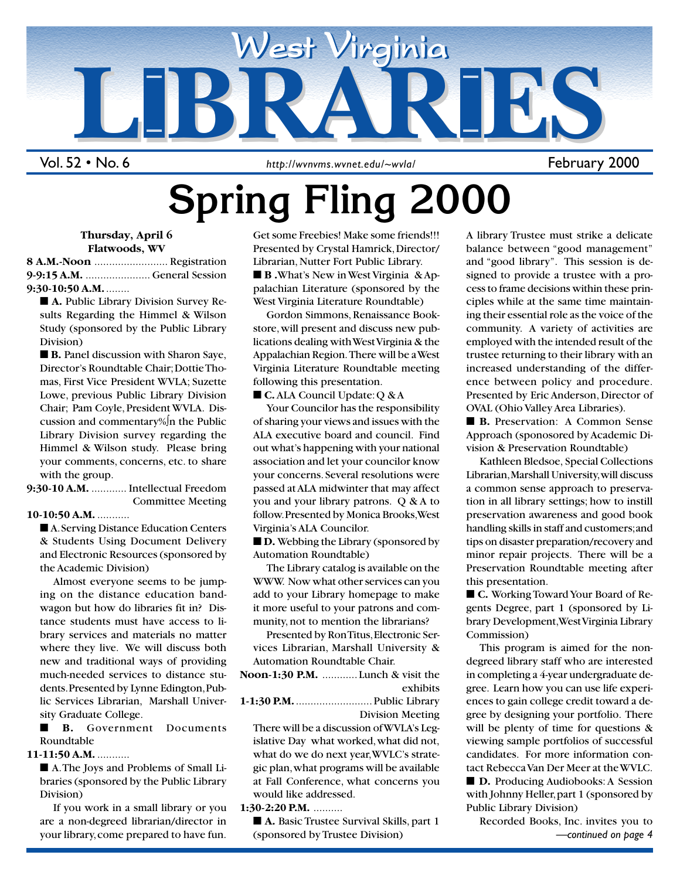# West Virginia LIBRARIES

Vol. 52 • No. 6 | http://wvnvms.wvnet.edu/~wvla/ | February 2000

# Spring Fling 2000

**Thursday, April 6**
**Flatwoods, WV**

**8 A.M.-Noon** ......................... Registration

**9-9:15 A.M.** ...................... General Session

**9:30-10:50 A.M.** ........

■ **A.** Public Library Division Survey Results Regarding the Himmel & Wilson Study (sponsored by the Public Library Division)

■ **B.** Panel discussion with Sharon Saye, Director's Roundtable Chair; Dottie Thomas, First Vice President WVLA; Suzette Lowe, previous Public Library Division Chair; Pam Coyle, President WVLA. Discussion and commentary%∫n the Public Library Division survey regarding the Himmel & Wilson study. Please bring your comments, concerns, etc. to share with the group.

**9:30-10 A.M.** ............ Intellectual Freedom Committee Meeting

**10-10:50 A.M.** ...........

■ A. Serving Distance Education Centers & Students Using Document Delivery and Electronic Resources (sponsored by the Academic Division)

Almost everyone seems to be jumping on the distance education bandwagon but how do libraries fit in? Distance students must have access to library services and materials no matter where they live. We will discuss both new and traditional ways of providing much-needed services to distance students. Presented by Lynne Edington, Public Services Librarian, Marshall University Graduate College.

■ **B.** Government Documents Roundtable

**11-11:50 A.M.** ...........

■ A. The Joys and Problems of Small Libraries (sponsored by the Public Library Division)

If you work in a small library or you are a non-degreed librarian/director in your library, come prepared to have fun. Get some Freebies! Make some friends!!! Presented by Crystal Hamrick, Director/Librarian, Nutter Fort Public Library.

■ **B** .What's New in West Virginia & Appalachian Literature (sponsored by the West Virginia Literature Roundtable)

Gordon Simmons, Renaissance Bookstore, will present and discuss new publications dealing with West Virginia & the Appalachian Region. There will be a West Virginia Literature Roundtable meeting following this presentation.

■ **C.** ALA Council Update: Q & A

Your Councilor has the responsibility of sharing your views and issues with the ALA executive board and council. Find out what's happening with your national association and let your councilor know your concerns. Several resolutions were passed at ALA midwinter that may affect you and your library patrons. Q & A to follow. Presented by Monica Brooks, West Virginia's ALA Councilor.

■ **D.** Webbing the Library (sponsored by Automation Roundtable)

The Library catalog is available on the WWW. Now what other services can you add to your Library homepage to make it more useful to your patrons and community, not to mention the librarians?

Presented by Ron Titus, Electronic Services Librarian, Marshall University & Automation Roundtable Chair.

**Noon-1:30 P.M.** ............ Lunch & visit the exhibits

**1-1:30 P.M.** .......................... Public Library Division Meeting

There will be a discussion of WVLA's Legislative Day what worked, what did not, what do we do next year, WVLC's strategic plan, what programs will be available at Fall Conference, what concerns you would like addressed.

**1:30-2:20 P.M.** ..........

■ **A.** Basic Trustee Survival Skills, part 1 (sponsored by Trustee Division)

A library Trustee must strike a delicate balance between "good management" and "good library". This session is designed to provide a trustee with a process to frame decisions within these principles while at the same time maintaining their essential role as the voice of the community. A variety of activities are employed with the intended result of the trustee returning to their library with an increased understanding of the difference between policy and procedure. Presented by Eric Anderson, Director of OVAL (Ohio Valley Area Libraries).

■ **B.** Preservation: A Common Sense Approach (sponosored by Academic Division & Preservation Roundtable)

Kathleen Bledsoe, Special Collections Librarian, Marshall University, will discuss a common sense approach to preservation in all library settings; how to instill preservation awareness and good book handling skills in staff and customers; and tips on disaster preparation/recovery and minor repair projects. There will be a Preservation Roundtable meeting after this presentation.

■ **C.** Working Toward Your Board of Regents Degree, part 1 (sponsored by Library Development, West Virginia Library Commission)

This program is aimed for the non-degreed library staff who are interested in completing a 4-year undergraduate degree. Learn how you can use life experiences to gain college credit toward a degree by designing your portfolio. There will be plenty of time for questions & viewing sample portfolios of successful candidates. For more information contact Rebecca Van Der Meer at the WVLC.

■ **D.** Producing Audiobooks: A Session with Johnny Heller, part 1 (sponsored by Public Library Division)

Recorded Books, Inc. invites you to

*—continued on page 4*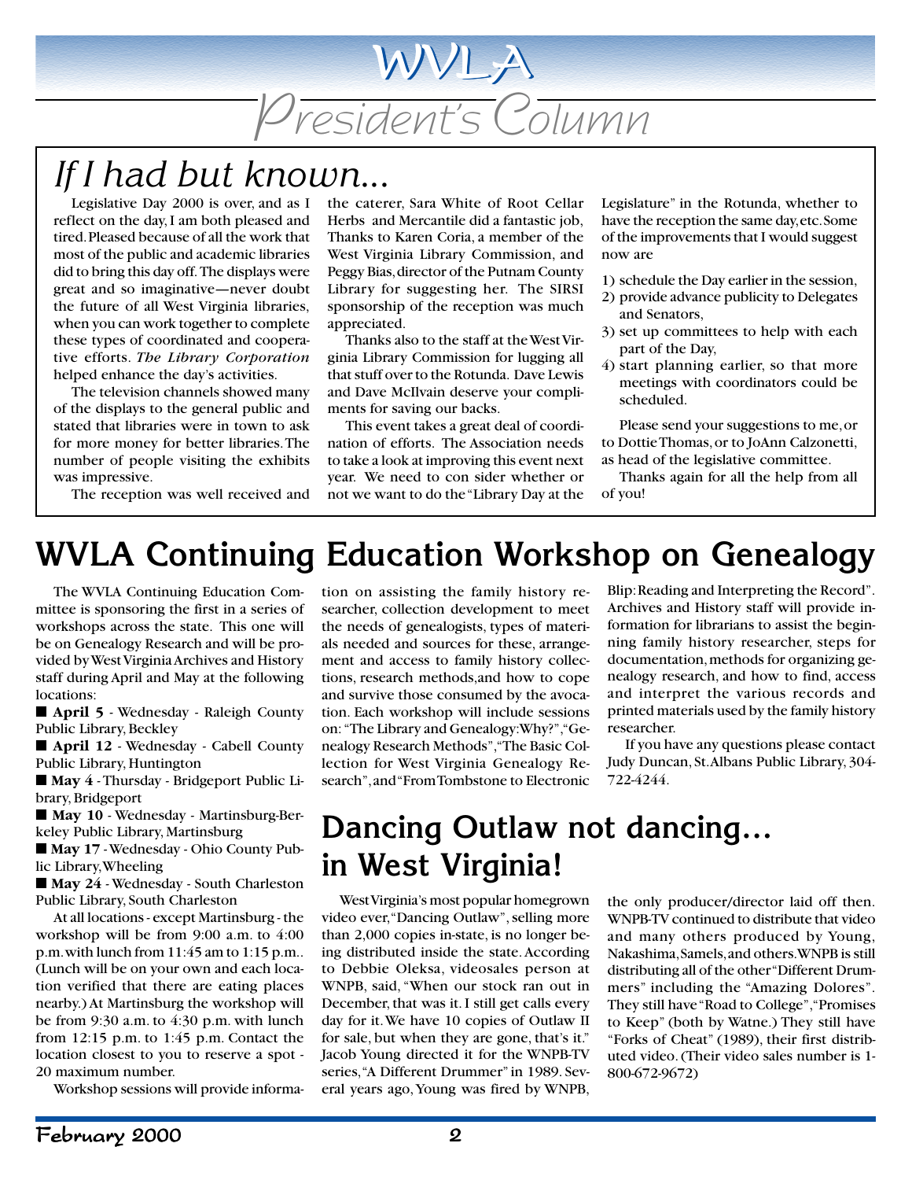# WVLA President's Column

## If I had but known...

Legislative Day 2000 is over, and as I reflect on the day, I am both pleased and tired. Pleased because of all the work that most of the public and academic libraries did to bring this day off. The displays were great and so imaginative—never doubt the future of all West Virginia libraries, when you can work together to complete these types of coordinated and cooperative efforts. *The Library Corporation* helped enhance the day's activities.

The television channels showed many of the displays to the general public and stated that libraries were in town to ask for more money for better libraries. The number of people visiting the exhibits was impressive.

The reception was well received and the caterer, Sara White of Root Cellar Herbs and Mercantile did a fantastic job, Thanks to Karen Coria, a member of the West Virginia Library Commission, and Peggy Bias, director of the Putnam County Library for suggesting her. The SIRSI sponsorship of the reception was much appreciated.

Thanks also to the staff at the West Virginia Library Commission for lugging all that stuff over to the Rotunda. Dave Lewis and Dave McIlvain deserve your compliments for saving our backs.

This event takes a great deal of coordination of efforts. The Association needs to take a look at improving this event next year. We need to con sider whether or not we want to do the "Library Day at the Legislature" in the Rotunda, whether to have the reception the same day, etc. Some of the improvements that I would suggest now are

1) schedule the Day earlier in the session,
2) provide advance publicity to Delegates and Senators,
3) set up committees to help with each part of the Day,
4) start planning earlier, so that more meetings with coordinators could be scheduled.

Please send your suggestions to me, or to Dottie Thomas, or to JoAnn Calzonetti, as head of the legislative committee.

Thanks again for all the help from all of you!

# WVLA Continuing Education Workshop on Genealogy

The WVLA Continuing Education Committee is sponsoring the first in a series of workshops across the state. This one will be on Genealogy Research and will be provided by West Virginia Archives and History staff during April and May at the following locations:

- **April 5** - Wednesday - Raleigh County Public Library, Beckley
- **April 12** - Wednesday - Cabell County Public Library, Huntington
- **May 4** - Thursday - Bridgeport Public Library, Bridgeport
- **May 10** - Wednesday - Martinsburg-Berkeley Public Library, Martinsburg
- **May 17** - Wednesday - Ohio County Public Library, Wheeling
- **May 24** - Wednesday - South Charleston Public Library, South Charleston

At all locations - except Martinsburg - the workshop will be from 9:00 a.m. to 4:00 p.m. with lunch from 11:45 am to 1:15 p.m.. (Lunch will be on your own and each location verified that there are eating places nearby.) At Martinsburg the workshop will be from 9:30 a.m. to 4:30 p.m. with lunch from 12:15 p.m. to 1:45 p.m. Contact the location closest to you to reserve a spot - 20 maximum number.

Workshop sessions will provide information on assisting the family history researcher, collection development to meet the needs of genealogists, types of materials needed and sources for these, arrangement and access to family history collections, research methods, and how to cope and survive those consumed by the avocation. Each workshop will include sessions on: "The Library and Genealogy: Why?", "Genealogy Research Methods", "The Basic Collection for West Virginia Genealogy Research", and "From Tombstone to Electronic Blip: Reading and Interpreting the Record". Archives and History staff will provide information for librarians to assist the beginning family history researcher, steps for documentation, methods for organizing genealogy research, and how to find, access and interpret the various records and printed materials used by the family history researcher.

If you have any questions please contact Judy Duncan, St. Albans Public Library, 304-722-4244.

# Dancing Outlaw not dancing... in West Virginia!

West Virginia's most popular homegrown video ever, "Dancing Outlaw", selling more than 2,000 copies in-state, is no longer being distributed inside the state. According to Debbie Oleksa, videosales person at WNPB, said, "When our stock ran out in December, that was it. I still get calls every day for it. We have 10 copies of Outlaw II for sale, but when they are gone, that's it." Jacob Young directed it for the WNPB-TV series, "A Different Drummer" in 1989. Several years ago, Young was fired by WNPB, the only producer/director laid off then. WNPB-TV continued to distribute that video and many others produced by Young, Nakashima, Samels, and others. WNPB is still distributing all of the other "Different Drummers" including the "Amazing Dolores". They still have "Road to College", "Promises to Keep" (both by Watne.) They still have "Forks of Cheat" (1989), their first distributed video. (Their video sales number is 1-800-672-9672)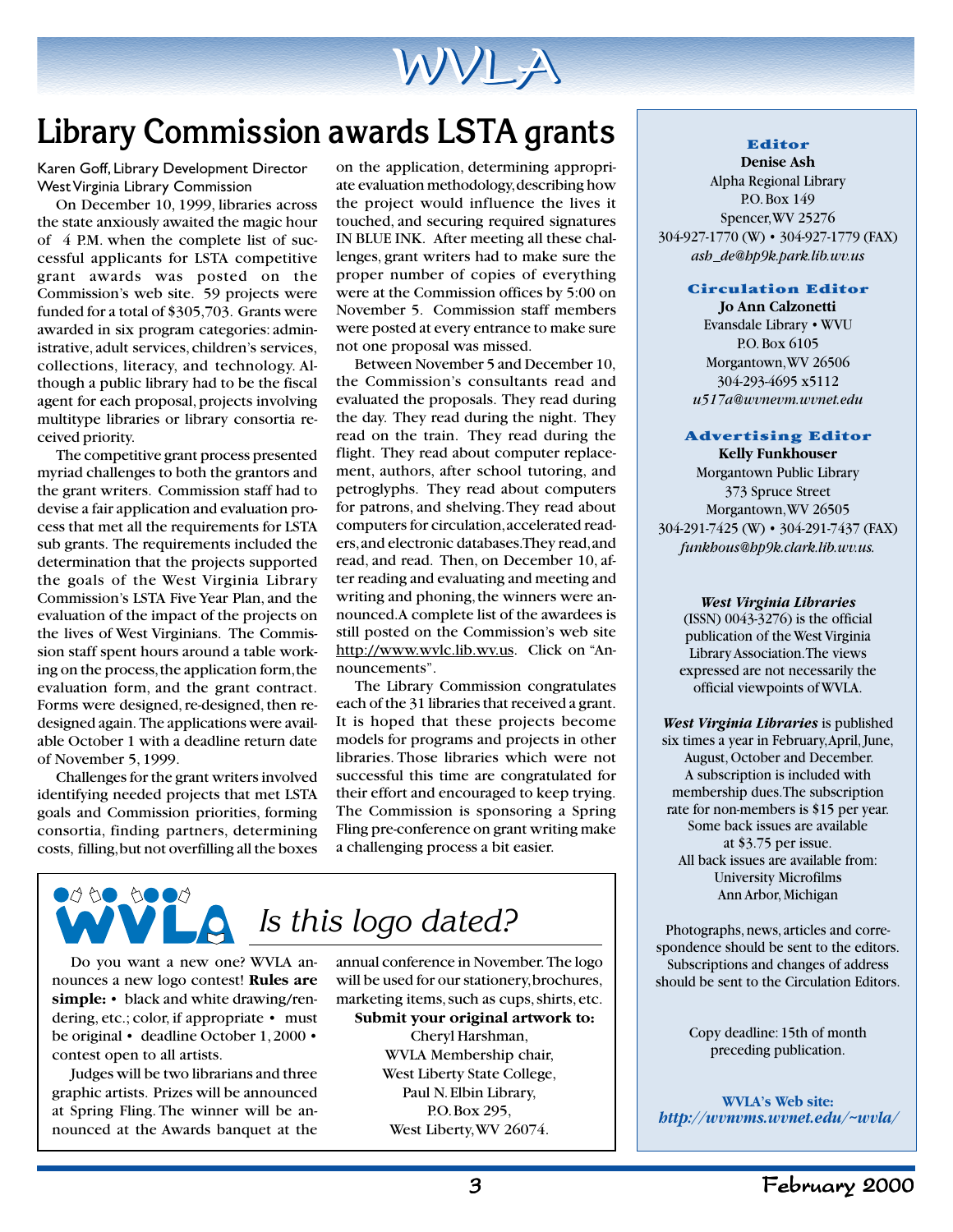# Library Commission awards LSTA grants

Karen Goff, Library Development Director
West Virginia Library Commission

On December 10, 1999, libraries across the state anxiously awaited the magic hour of 4 P.M. when the complete list of successful applicants for LSTA competitive grant awards was posted on the Commission's web site. 59 projects were funded for a total of $305,703. Grants were awarded in six program categories: administrative, adult services, children's services, collections, literacy, and technology. Although a public library had to be the fiscal agent for each proposal, projects involving multitype libraries or library consortia received priority.

The competitive grant process presented myriad challenges to both the grantors and the grant writers. Commission staff had to devise a fair application and evaluation process that met all the requirements for LSTA sub grants. The requirements included the determination that the projects supported the goals of the West Virginia Library Commission's LSTA Five Year Plan, and the evaluation of the impact of the projects on the lives of West Virginians. The Commission staff spent hours around a table working on the process, the application form, the evaluation form, and the grant contract. Forms were designed, re-designed, then redesigned again. The applications were available October 1 with a deadline return date of November 5, 1999.

Challenges for the grant writers involved identifying needed projects that met LSTA goals and Commission priorities, forming consortia, finding partners, determining costs, filling, but not overfilling all the boxes on the application, determining appropriate evaluation methodology, describing how the project would influence the lives it touched, and securing required signatures IN BLUE INK. After meeting all these challenges, grant writers had to make sure the proper number of copies of everything were at the Commission offices by 5:00 on November 5. Commission staff members were posted at every entrance to make sure not one proposal was missed.

Between November 5 and December 10, the Commission's consultants read and evaluated the proposals. They read during the day. They read during the night. They read on the train. They read during the flight. They read about computer replacement, authors, after school tutoring, and petroglyphs. They read about computers for patrons, and shelving. They read about computers for circulation, accelerated readers, and electronic databases. They read, and read, and read. Then, on December 10, after reading and evaluating and meeting and writing and phoning, the winners were announced. A complete list of the awardees is still posted on the Commission's web site http://www.wvlc.lib.wv.us. Click on "Announcements".

The Library Commission congratulates each of the 31 libraries that received a grant. It is hoped that these projects become models for programs and projects in other libraries. Those libraries which were not successful this time are congratulated for their effort and encouraged to keep trying. The Commission is sponsoring a Spring Fling pre-conference on grant writing make a challenging process a bit easier.

## Is this logo dated?

Do you want a new one? WVLA announces a new logo contest! **Rules are simple:** • black and white drawing/rendering, etc.; color, if appropriate • must be original • deadline October 1, 2000 • contest open to all artists.

Judges will be two librarians and three graphic artists. Prizes will be announced at Spring Fling. The winner will be announced at the Awards banquet at the annual conference in November. The logo will be used for our stationery, brochures, marketing items, such as cups, shirts, etc.

**Submit your original artwork to:**
Cheryl Harshman,
WVLA Membership chair,
West Liberty State College,
Paul N. Elbin Library,
P.O. Box 295,
West Liberty, WV 26074.

---

**Editor**
**Denise Ash**
Alpha Regional Library
P.O. Box 149
Spencer, WV 25276
304-927-1770 (W) • 304-927-1779 (FAX)
*ash_de@hp9k.park.lib.wv.us*

**Circulation Editor**
**Jo Ann Calzonetti**
Evansdale Library • WVU
P.O. Box 6105
Morgantown, WV 26506
304-293-4695 x5112
*u517a@wvnevm.wvnet.edu*

**Advertising Editor**
**Kelly Funkhouser**
Morgantown Public Library
373 Spruce Street
Morgantown, WV 26505
304-291-7425 (W) • 304-291-7437 (FAX)
*funkhous@hp9k.clark.lib.wv.us.*

***West Virginia Libraries*** (ISSN) 0043-3276) is the official publication of the West Virginia Library Association. The views expressed are not necessarily the official viewpoints of WVLA.

***West Virginia Libraries*** is published six times a year in February, April, June, August, October and December. A subscription is included with membership dues. The subscription rate for non-members is $15 per year. Some back issues are available at $3.75 per issue. All back issues are available from: University Microfilms Ann Arbor, Michigan

Photographs, news, articles and correspondence should be sent to the editors. Subscriptions and changes of address should be sent to the Circulation Editors.

Copy deadline: 15th of month preceding publication.

**WVLA's Web site:**
***http://wvnvms.wvnet.edu/~wvla/***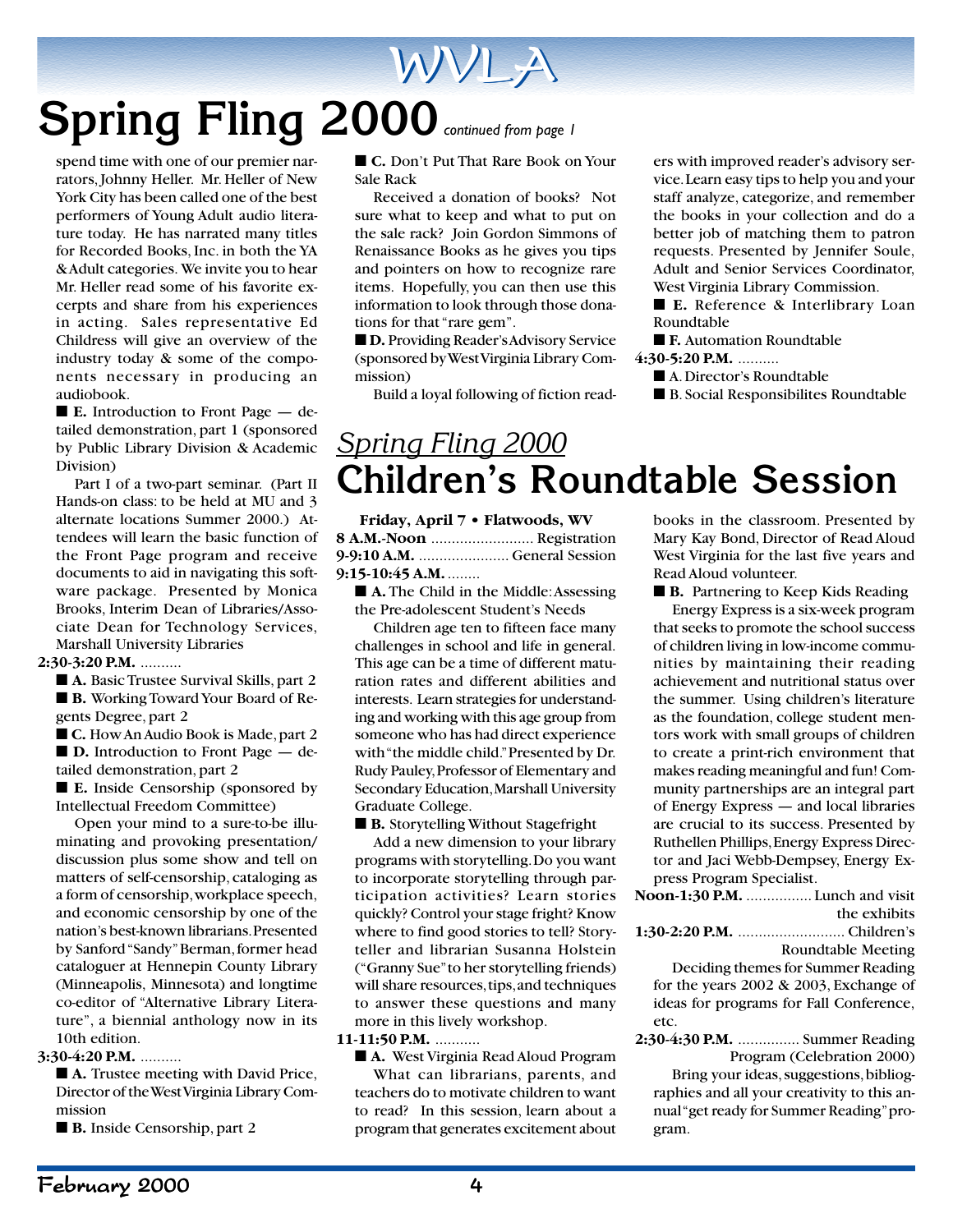# Spring Fling 2000 *continued from page 1*

spend time with one of our premier narrators, Johnny Heller. Mr. Heller of New York City has been called one of the best performers of Young Adult audio literature today. He has narrated many titles for Recorded Books, Inc. in both the YA & Adult categories. We invite you to hear Mr. Heller read some of his favorite excerpts and share from his experiences in acting. Sales representative Ed Childress will give an overview of the industry today & some of the components necessary in producing an audiobook.

■ **E.** Introduction to Front Page — detailed demonstration, part 1 (sponsored by Public Library Division & Academic Division)

Part I of a two-part seminar. (Part II Hands-on class: to be held at MU and 3 alternate locations Summer 2000.) Attendees will learn the basic function of the Front Page program and receive documents to aid in navigating this software package. Presented by Monica Brooks, Interim Dean of Libraries/Associate Dean for Technology Services, Marshall University Libraries

**2:30-3:20 P.M.** ..........

■ **A.** Basic Trustee Survival Skills, part 2

■ **B.** Working Toward Your Board of Regents Degree, part 2

■ **C.** How An Audio Book is Made, part 2

■ **D.** Introduction to Front Page — detailed demonstration, part 2

■ **E.** Inside Censorship (sponsored by Intellectual Freedom Committee)

Open your mind to a sure-to-be illuminating and provoking presentation/discussion plus some show and tell on matters of self-censorship, cataloging as a form of censorship, workplace speech, and economic censorship by one of the nation's best-known librarians. Presented by Sanford "Sandy" Berman, former head cataloguer at Hennepin County Library (Minneapolis, Minnesota) and longtime co-editor of "Alternative Library Literature", a biennial anthology now in its 10th edition.

**3:30-4:20 P.M.** ..........

■ **A.** Trustee meeting with David Price, Director of the West Virginia Library Commission

■ **B.** Inside Censorship, part 2

■ **C.** Don't Put That Rare Book on Your Sale Rack

Received a donation of books? Not sure what to keep and what to put on the sale rack? Join Gordon Simmons of Renaissance Books as he gives you tips and pointers on how to recognize rare items. Hopefully, you can then use this information to look through those donations for that "rare gem".

■ **D.** Providing Reader's Advisory Service (sponsored by West Virginia Library Commission)

Build a loyal following of fiction readers with improved reader's advisory service. Learn easy tips to help you and your staff analyze, categorize, and remember the books in your collection and do a better job of matching them to patron requests. Presented by Jennifer Soule, Adult and Senior Services Coordinator, West Virginia Library Commission.

■ **E.** Reference & Interlibrary Loan Roundtable

■ **F.** Automation Roundtable

**4:30-5:20 P.M.** ..........

■ A. Director's Roundtable

■ B. Social Responsibilites Roundtable

## *Spring Fling 2000*
## Children's Roundtable Session

**Friday, April 7 • Flatwoods, WV**

**8 A.M.-Noon** ......................... Registration

**9-9:10 A.M.** ...................... General Session

**9:15-10:45 A.M.** ........

■ **A.** The Child in the Middle: Assessing the Pre-adolescent Student's Needs

Children age ten to fifteen face many challenges in school and life in general. This age can be a time of different maturation rates and different abilities and interests. Learn strategies for understanding and working with this age group from someone who has had direct experience with "the middle child." Presented by Dr. Rudy Pauley, Professor of Elementary and Secondary Education, Marshall University Graduate College.

■ **B.** Storytelling Without Stagefright

Add a new dimension to your library programs with storytelling. Do you want to incorporate storytelling through participation activities? Learn stories quickly? Control your stage fright? Know where to find good stories to tell? Storyteller and librarian Susanna Holstein ("Granny Sue" to her storytelling friends) will share resources, tips, and techniques to answer these questions and many more in this lively workshop.

**11-11:50 P.M.** ...........

■ **A.** West Virginia Read Aloud Program

What can librarians, parents, and teachers do to motivate children to want to read? In this session, learn about a program that generates excitement about books in the classroom. Presented by Mary Kay Bond, Director of Read Aloud West Virginia for the last five years and Read Aloud volunteer.

■ **B.** Partnering to Keep Kids Reading

Energy Express is a six-week program that seeks to promote the school success of children living in low-income communities by maintaining their reading achievement and nutritional status over the summer. Using children's literature as the foundation, college student mentors work with small groups of children to create a print-rich environment that makes reading meaningful and fun! Community partnerships are an integral part of Energy Express — and local libraries are crucial to its success. Presented by Ruthellen Phillips, Energy Express Director and Jaci Webb-Dempsey, Energy Express Program Specialist.

**Noon-1:30 P.M.** ................ Lunch and visit the exhibits

**1:30-2:20 P.M.** .......................... Children's Roundtable Meeting

Deciding themes for Summer Reading for the years 2002 & 2003, Exchange of ideas for programs for Fall Conference, etc.

**2:30-4:30 P.M.** ............... Summer Reading Program (Celebration 2000)

Bring your ideas, suggestions, bibliographies and all your creativity to this annual "get ready for Summer Reading" program.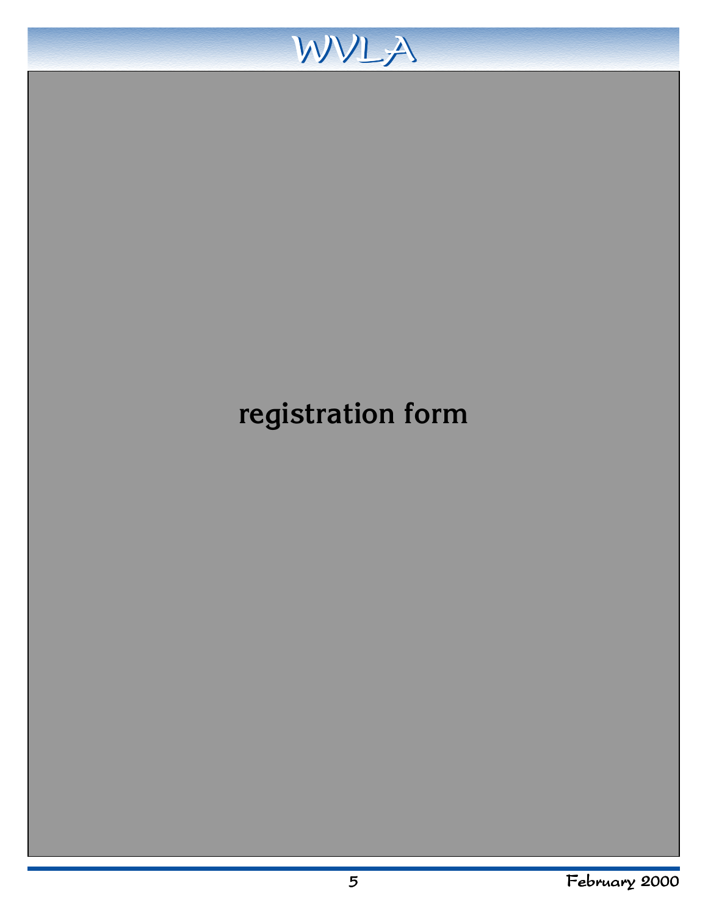registration form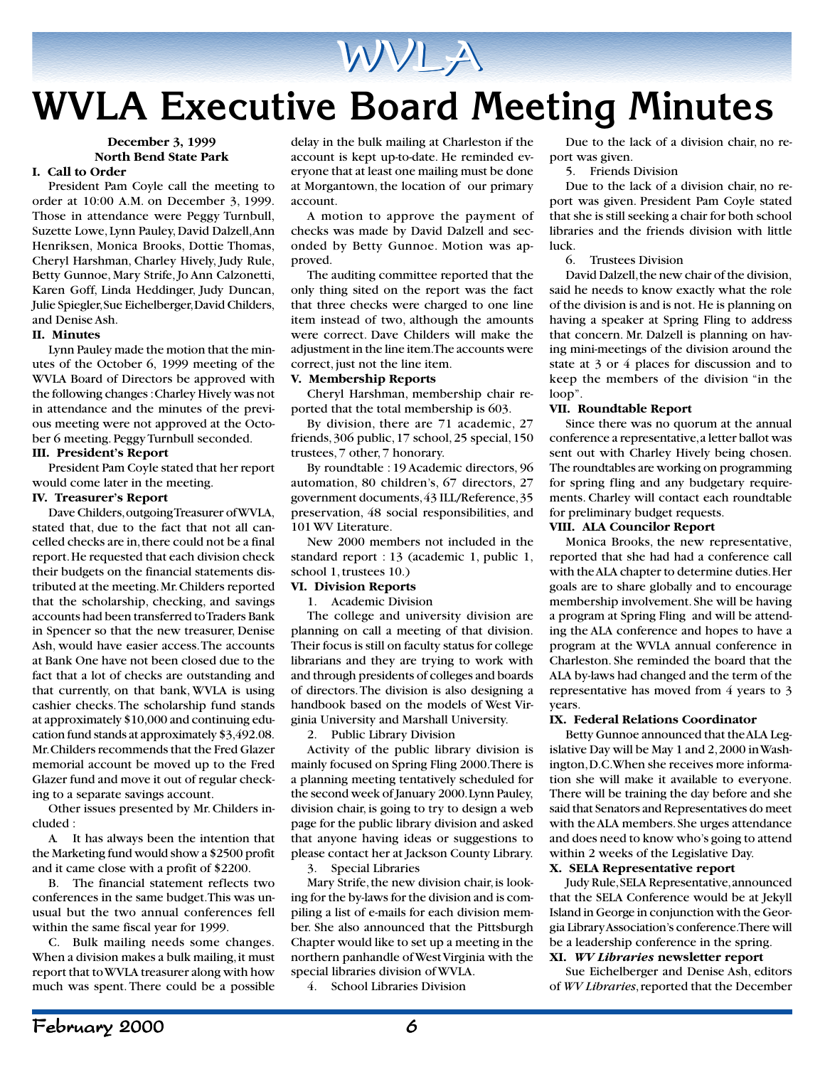# WVLA Executive Board Meeting Minutes

**December 3, 1999**
**North Bend State Park**

**I. Call to Order**

President Pam Coyle call the meeting to order at 10:00 A.M. on December 3, 1999. Those in attendance were Peggy Turnbull, Suzette Lowe, Lynn Pauley, David Dalzell, Ann Henriksen, Monica Brooks, Dottie Thomas, Cheryl Harshman, Charley Hively, Judy Rule, Betty Gunnoe, Mary Strife, Jo Ann Calzonetti, Karen Goff, Linda Heddinger, Judy Duncan, Julie Spiegler, Sue Eichelberger, David Childers, and Denise Ash.

**II. Minutes**

Lynn Pauley made the motion that the minutes of the October 6, 1999 meeting of the WVLA Board of Directors be approved with the following changes : Charley Hively was not in attendance and the minutes of the previous meeting were not approved at the October 6 meeting. Peggy Turnbull seconded.

**III. President's Report**

President Pam Coyle stated that her report would come later in the meeting.

**IV. Treasurer's Report**

Dave Childers, outgoing Treasurer of WVLA, stated that, due to the fact that not all cancelled checks are in, there could not be a final report. He requested that each division check their budgets on the financial statements distributed at the meeting. Mr. Childers reported that the scholarship, checking, and savings accounts had been transferred to Traders Bank in Spencer so that the new treasurer, Denise Ash, would have easier access. The accounts at Bank One have not been closed due to the fact that a lot of checks are outstanding and that currently, on that bank, WVLA is using cashier checks. The scholarship fund stands at approximately $10,000 and continuing education fund stands at approximately $3,492.08. Mr. Childers recommends that the Fred Glazer memorial account be moved up to the Fred Glazer fund and move it out of regular checking to a separate savings account.

Other issues presented by Mr. Childers included :

A. It has always been the intention that the Marketing fund would show a $2500 profit and it came close with a profit of $2200.

B. The financial statement reflects two conferences in the same budget. This was unusual but the two annual conferences fell within the same fiscal year for 1999.

C. Bulk mailing needs some changes. When a division makes a bulk mailing, it must report that to WVLA treasurer along with how much was spent. There could be a possible delay in the bulk mailing at Charleston if the account is kept up-to-date. He reminded everyone that at least one mailing must be done at Morgantown, the location of our primary account.

A motion to approve the payment of checks was made by David Dalzell and seconded by Betty Gunnoe. Motion was approved.

The auditing committee reported that the only thing sited on the report was the fact that three checks were charged to one line item instead of two, although the amounts were correct. Dave Childers will make the adjustment in the line item. The accounts were correct, just not the line item.

**V. Membership Reports**

Cheryl Harshman, membership chair reported that the total membership is 603.

By division, there are 71 academic, 27 friends, 306 public, 17 school, 25 special, 150 trustees, 7 other, 7 honorary.

By roundtable : 19 Academic directors, 96 automation, 80 children's, 67 directors, 27 government documents, 43 ILL/Reference, 35 preservation, 48 social responsibilities, and 101 WV Literature.

New 2000 members not included in the standard report : 13 (academic 1, public 1, school 1, trustees 10.)

**VI. Division Reports**

1. Academic Division

The college and university division are planning on call a meeting of that division. Their focus is still on faculty status for college librarians and they are trying to work with and through presidents of colleges and boards of directors. The division is also designing a handbook based on the models of West Virginia University and Marshall University.

2. Public Library Division

Activity of the public library division is mainly focused on Spring Fling 2000. There is a planning meeting tentatively scheduled for the second week of January 2000. Lynn Pauley, division chair, is going to try to design a web page for the public library division and asked that anyone having ideas or suggestions to please contact her at Jackson County Library.

3. Special Libraries

Mary Strife, the new division chair, is looking for the by-laws for the division and is compiling a list of e-mails for each division member. She also announced that the Pittsburgh Chapter would like to set up a meeting in the northern panhandle of West Virginia with the special libraries division of WVLA.

4. School Libraries Division

Due to the lack of a division chair, no report was given.

5. Friends Division

Due to the lack of a division chair, no report was given. President Pam Coyle stated that she is still seeking a chair for both school libraries and the friends division with little luck.

6. Trustees Division

David Dalzell, the new chair of the division, said he needs to know exactly what the role of the division is and is not. He is planning on having a speaker at Spring Fling to address that concern. Mr. Dalzell is planning on having mini-meetings of the division around the state at 3 or 4 places for discussion and to keep the members of the division "in the loop".

**VII. Roundtable Report**

Since there was no quorum at the annual conference a representative, a letter ballot was sent out with Charley Hively being chosen. The roundtables are working on programming for spring fling and any budgetary requirements. Charley will contact each roundtable for preliminary budget requests.

**VIII. ALA Councilor Report**

Monica Brooks, the new representative, reported that she had had a conference call with the ALA chapter to determine duties. Her goals are to share globally and to encourage membership involvement. She will be having a program at Spring Fling and will be attending the ALA conference and hopes to have a program at the WVLA annual conference in Charleston. She reminded the board that the ALA by-laws had changed and the term of the representative has moved from 4 years to 3 years.

**IX. Federal Relations Coordinator**

Betty Gunnoe announced that the ALA Legislative Day will be May 1 and 2, 2000 in Washington, D.C. When she receives more information she will make it available to everyone. There will be training the day before and she said that Senators and Representatives do meet with the ALA members. She urges attendance and does need to know who's going to attend within 2 weeks of the Legislative Day.

**X. SELA Representative report**

Judy Rule, SELA Representative, announced that the SELA Conference would be at Jekyll Island in George in conjunction with the Georgia Library Association's conference. There will be a leadership conference in the spring.

**XI. *WV Libraries* newsletter report**

Sue Eichelberger and Denise Ash, editors of *WV Libraries*, reported that the December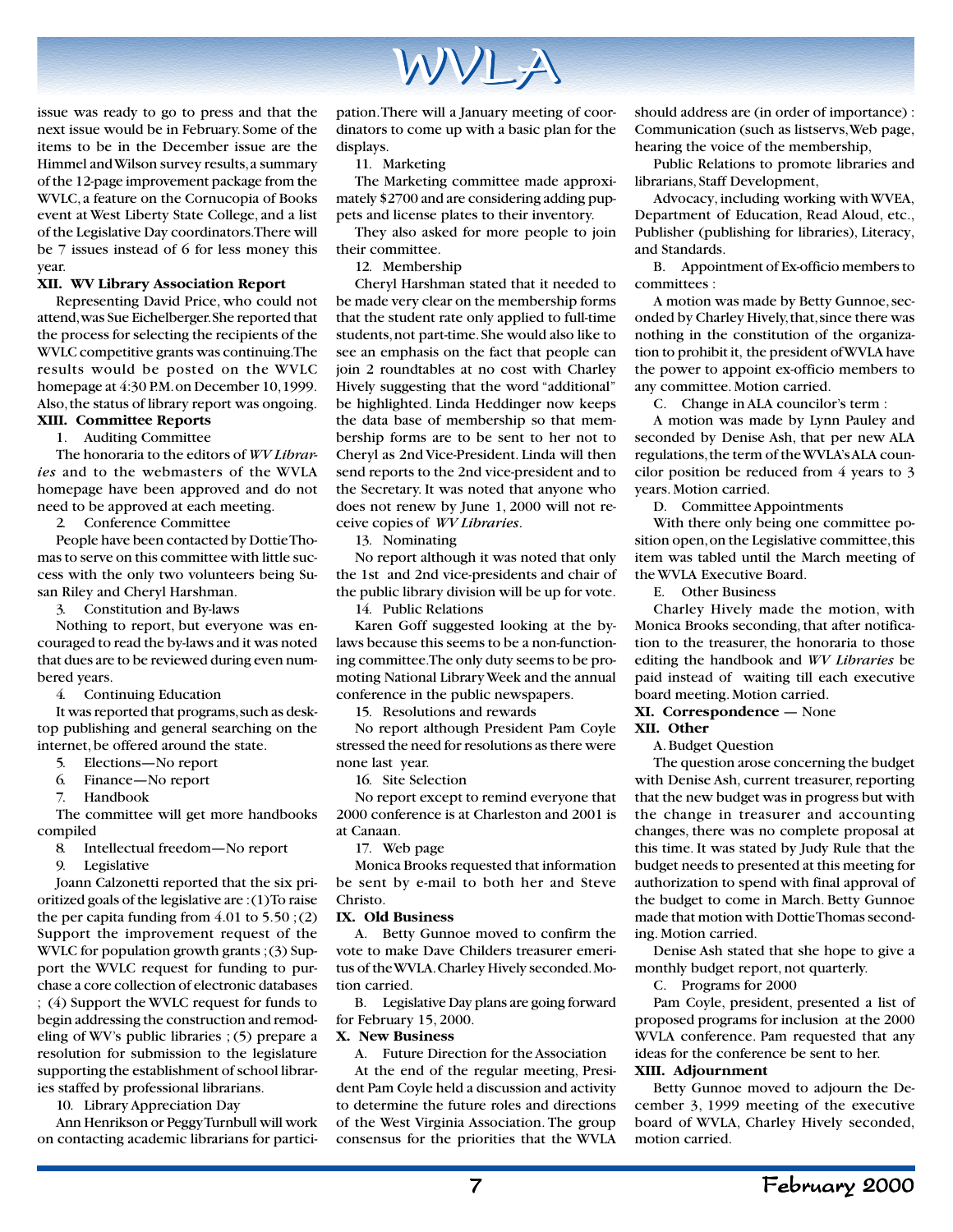issue was ready to go to press and that the next issue would be in February. Some of the items to be in the December issue are the Himmel and Wilson survey results, a summary of the 12-page improvement package from the WVLC, a feature on the Cornucopia of Books event at West Liberty State College, and a list of the Legislative Day coordinators. There will be 7 issues instead of 6 for less money this year.

**XII. WV Library Association Report**

Representing David Price, who could not attend, was Sue Eichelberger. She reported that the process for selecting the recipients of the WVLC competitive grants was continuing. The results would be posted on the WVLC homepage at 4:30 P.M. on December 10, 1999. Also, the status of library report was ongoing.

**XIII. Committee Reports**

1. Auditing Committee

The honoraria to the editors of *WV Libraries* and to the webmasters of the WVLA homepage have been approved and do not need to be approved at each meeting.

2. Conference Committee

People have been contacted by Dottie Thomas to serve on this committee with little success with the only two volunteers being Susan Riley and Cheryl Harshman.

3. Constitution and By-laws

Nothing to report, but everyone was encouraged to read the by-laws and it was noted that dues are to be reviewed during even numbered years.

4. Continuing Education

It was reported that programs, such as desktop publishing and general searching on the internet, be offered around the state.

5. Elections—No report
6. Finance—No report
7. Handbook

The committee will get more handbooks compiled

8. Intellectual freedom—No report
9. Legislative

Joann Calzonetti reported that the six prioritized goals of the legislative are : (1) To raise the per capita funding from 4.01 to 5.50 ; (2) Support the improvement request of the WVLC for population growth grants ; (3) Support the WVLC request for funding to purchase a core collection of electronic databases ; (4) Support the WVLC request for funds to begin addressing the construction and remodeling of WV's public libraries ; (5) prepare a resolution for submission to the legislature supporting the establishment of school libraries staffed by professional librarians.

10. Library Appreciation Day

Ann Henrikson or Peggy Turnbull will work on contacting academic librarians for participation. There will a January meeting of coordinators to come up with a basic plan for the displays.

11. Marketing

The Marketing committee made approximately $2700 and are considering adding puppets and license plates to their inventory.

They also asked for more people to join their committee.

12. Membership

Cheryl Harshman stated that it needed to be made very clear on the membership forms that the student rate only applied to full-time students, not part-time. She would also like to see an emphasis on the fact that people can join 2 roundtables at no cost with Charley Hively suggesting that the word "additional" be highlighted. Linda Heddinger now keeps the data base of membership so that membership forms are to be sent to her not to Cheryl as 2nd Vice-President. Linda will then send reports to the 2nd vice-president and to the Secretary. It was noted that anyone who does not renew by June 1, 2000 will not receive copies of *WV Libraries*.

13. Nominating

No report although it was noted that only the 1st and 2nd vice-presidents and chair of the public library division will be up for vote.

14. Public Relations

Karen Goff suggested looking at the by-laws because this seems to be a non-functioning committee. The only duty seems to be promoting National Library Week and the annual conference in the public newspapers.

15. Resolutions and rewards

No report although President Pam Coyle stressed the need for resolutions as there were none last year.

16. Site Selection

No report except to remind everyone that 2000 conference is at Charleston and 2001 is at Canaan.

17. Web page

Monica Brooks requested that information be sent by e-mail to both her and Steve Christo.

**IX. Old Business**

A. Betty Gunnoe moved to confirm the vote to make Dave Childers treasurer emeritus of the WVLA. Charley Hively seconded. Motion carried.

B. Legislative Day plans are going forward for February 15, 2000.

**X. New Business**

A. Future Direction for the Association

At the end of the regular meeting, President Pam Coyle held a discussion and activity to determine the future roles and directions of the West Virginia Association. The group consensus for the priorities that the WVLA should address are (in order of importance) : Communication (such as listservs, Web page, hearing the voice of the membership,

Public Relations to promote libraries and librarians, Staff Development,

Advocacy, including working with WVEA, Department of Education, Read Aloud, etc., Publisher (publishing for libraries), Literacy, and Standards.

B. Appointment of Ex-officio members to committees :

A motion was made by Betty Gunnoe, seconded by Charley Hively, that, since there was nothing in the constitution of the organization to prohibit it, the president of WVLA have the power to appoint ex-officio members to any committee. Motion carried.

C. Change in ALA councilor's term :

A motion was made by Lynn Pauley and seconded by Denise Ash, that per new ALA regulations, the term of the WVLA's ALA councilor position be reduced from 4 years to 3 years. Motion carried.

D. Committee Appointments

With there only being one committee position open, on the Legislative committee, this item was tabled until the March meeting of the WVLA Executive Board.

E. Other Business

Charley Hively made the motion, with Monica Brooks seconding, that after notification to the treasurer, the honoraria to those editing the handbook and *WV Libraries* be paid instead of waiting till each executive board meeting. Motion carried.

**XI. Correspondence** — None

**XII. Other**

A. Budget Question

The question arose concerning the budget with Denise Ash, current treasurer, reporting that the new budget was in progress but with the change in treasurer and accounting changes, there was no complete proposal at this time. It was stated by Judy Rule that the budget needs to presented at this meeting for authorization to spend with final approval of the budget to come in March. Betty Gunnoe made that motion with Dottie Thomas seconding. Motion carried.

Denise Ash stated that she hope to give a monthly budget report, not quarterly.

C. Programs for 2000

Pam Coyle, president, presented a list of proposed programs for inclusion at the 2000 WVLA conference. Pam requested that any ideas for the conference be sent to her.

**XIII. Adjournment**

Betty Gunnoe moved to adjourn the December 3, 1999 meeting of the executive board of WVLA, Charley Hively seconded, motion carried.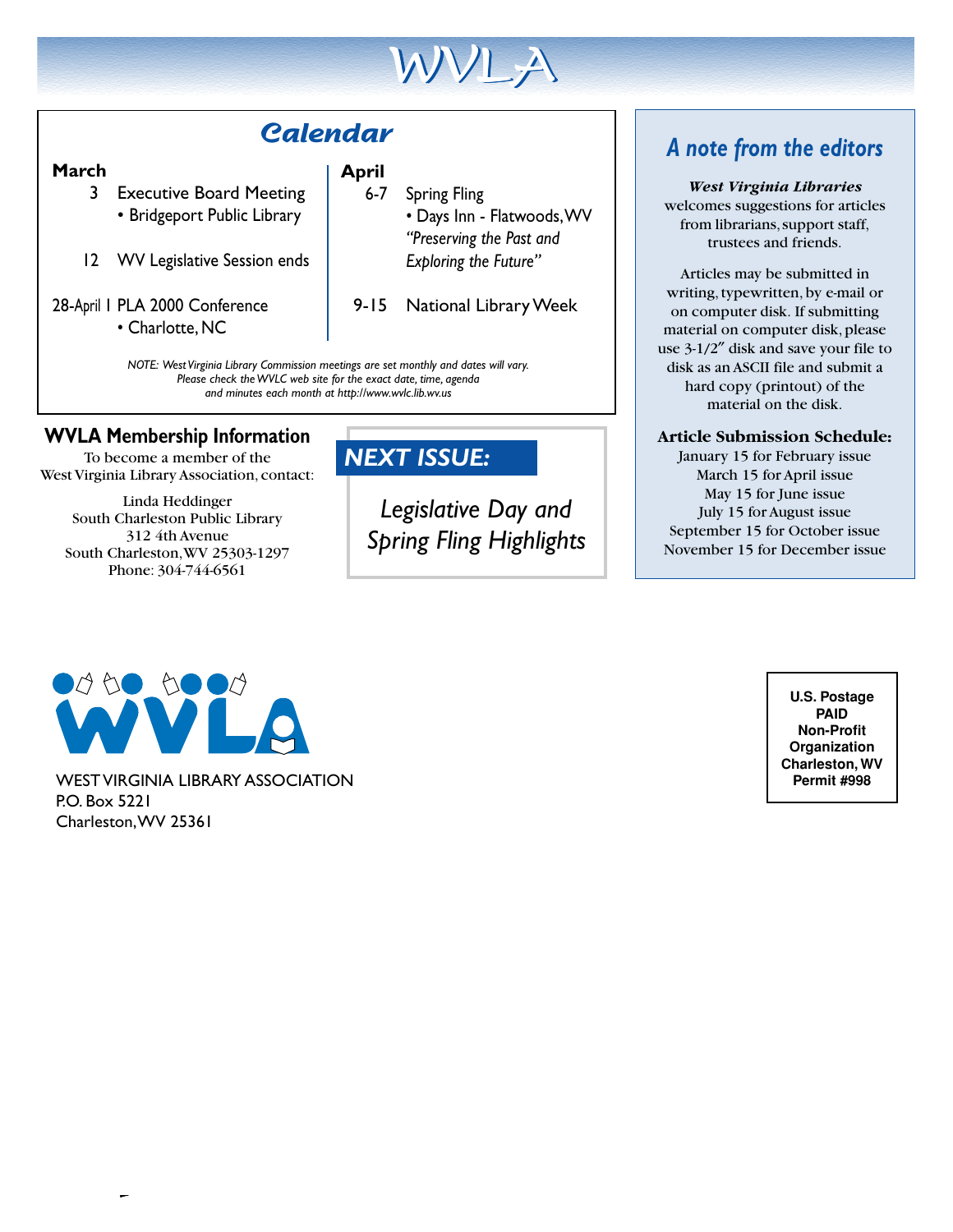# WVLA

## Calendar

**March**

3 Executive Board Meeting
• Bridgeport Public Library

12 WV Legislative Session ends

28-April 1 PLA 2000 Conference
• Charlotte, NC

**April**

6-7 Spring Fling
• Days Inn - Flatwoods, WV
*"Preserving the Past and Exploring the Future"*

9-15 National Library Week

*NOTE: West Virginia Library Commission meetings are set monthly and dates will vary. Please check the WVLC web site for the exact date, time, agenda and minutes each month at http://www.wvlc.lib.wv.us*

## WVLA Membership Information

To become a member of the West Virginia Library Association, contact:

Linda Heddinger
South Charleston Public Library
312 4th Avenue
South Charleston, WV 25303-1297
Phone: 304-744-6561

## NEXT ISSUE:

*Legislative Day and Spring Fling Highlights*

## A note from the editors

***West Virginia Libraries*** welcomes suggestions for articles from librarians, support staff, trustees and friends.

Articles may be submitted in writing, typewritten, by e-mail or on computer disk. If submitting material on computer disk, please use 3-1/2" disk and save your file to disk as an ASCII file and submit a hard copy (printout) of the material on the disk.

**Article Submission Schedule:**

January 15 for February issue
March 15 for April issue
May 15 for June issue
July 15 for August issue
September 15 for October issue
November 15 for December issue

WVLA

WEST VIRGINIA LIBRARY ASSOCIATION
P.O. Box 5221
Charleston, WV 25361

**U.S. Postage
PAID
Non-Profit
Organization
Charleston, WV
Permit #998**